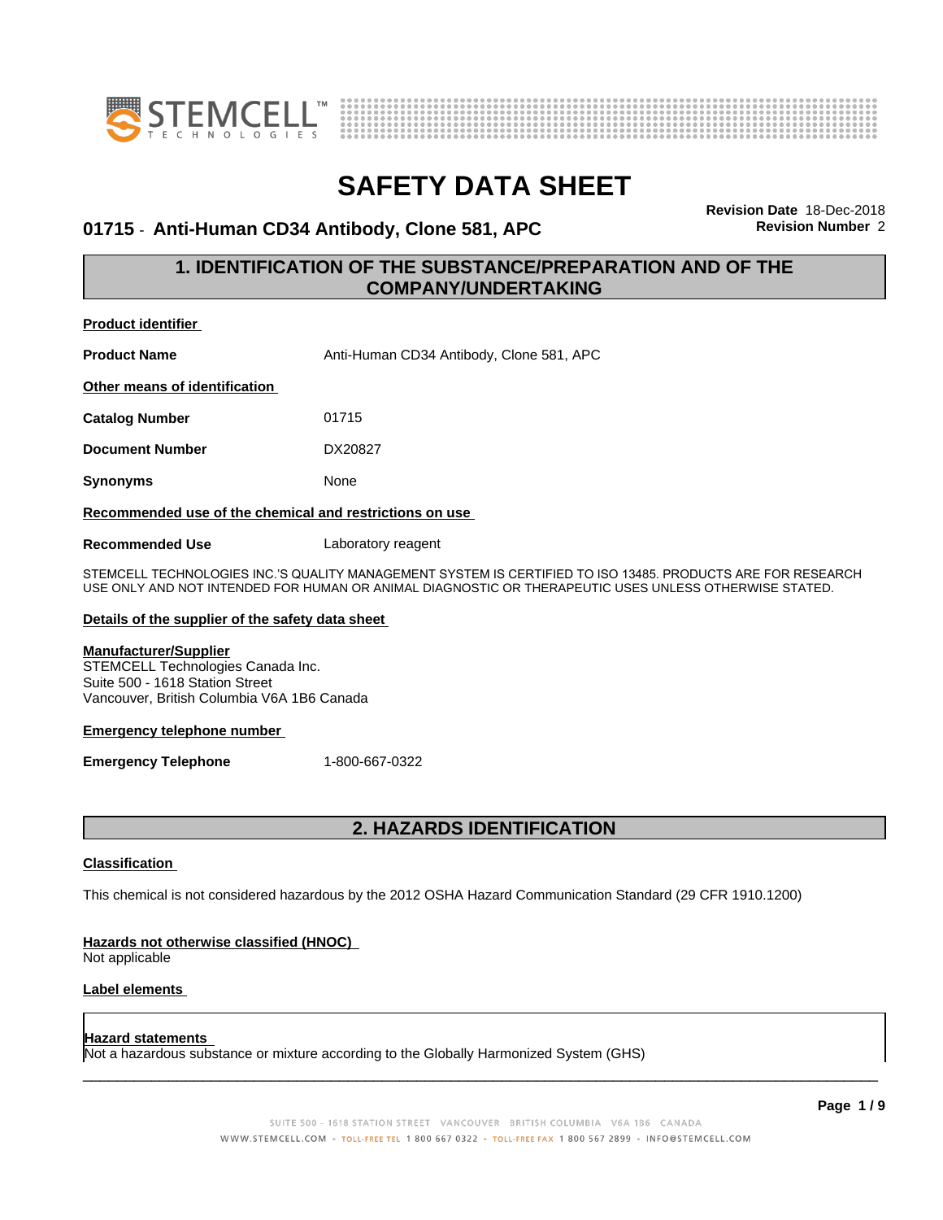# SAFETY DATA SHEET

## 01715 - Anti-Human CD34 Antibody, Clone 581, APC

**Revision Date** 18-Dec-2018
**Revision Number** 2

## 1. IDENTIFICATION OF THE SUBSTANCE/PREPARATION AND OF THE COMPANY/UNDERTAKING

**Product identifier**

**Product Name** Anti-Human CD34 Antibody, Clone 581, APC

**Other means of identification**

**Catalog Number** 01715

**Document Number** DX20827

**Synonyms** None

**Recommended use of the chemical and restrictions on use**

**Recommended Use** Laboratory reagent

STEMCELL TECHNOLOGIES INC.'S QUALITY MANAGEMENT SYSTEM IS CERTIFIED TO ISO 13485. PRODUCTS ARE FOR RESEARCH USE ONLY AND NOT INTENDED FOR HUMAN OR ANIMAL DIAGNOSTIC OR THERAPEUTIC USES UNLESS OTHERWISE STATED.

**Details of the supplier of the safety data sheet**

**Manufacturer/Supplier**
STEMCELL Technologies Canada Inc.
Suite 500 - 1618 Station Street
Vancouver, British Columbia V6A 1B6 Canada

**Emergency telephone number**

**Emergency Telephone** 1-800-667-0322

## 2. HAZARDS IDENTIFICATION

**Classification**

This chemical is not considered hazardous by the 2012 OSHA Hazard Communication Standard (29 CFR 1910.1200)

**Hazards not otherwise classified (HNOC)**
Not applicable

**Label elements**

**Hazard statements**
Not a hazardous substance or mixture according to the Globally Harmonized System (GHS)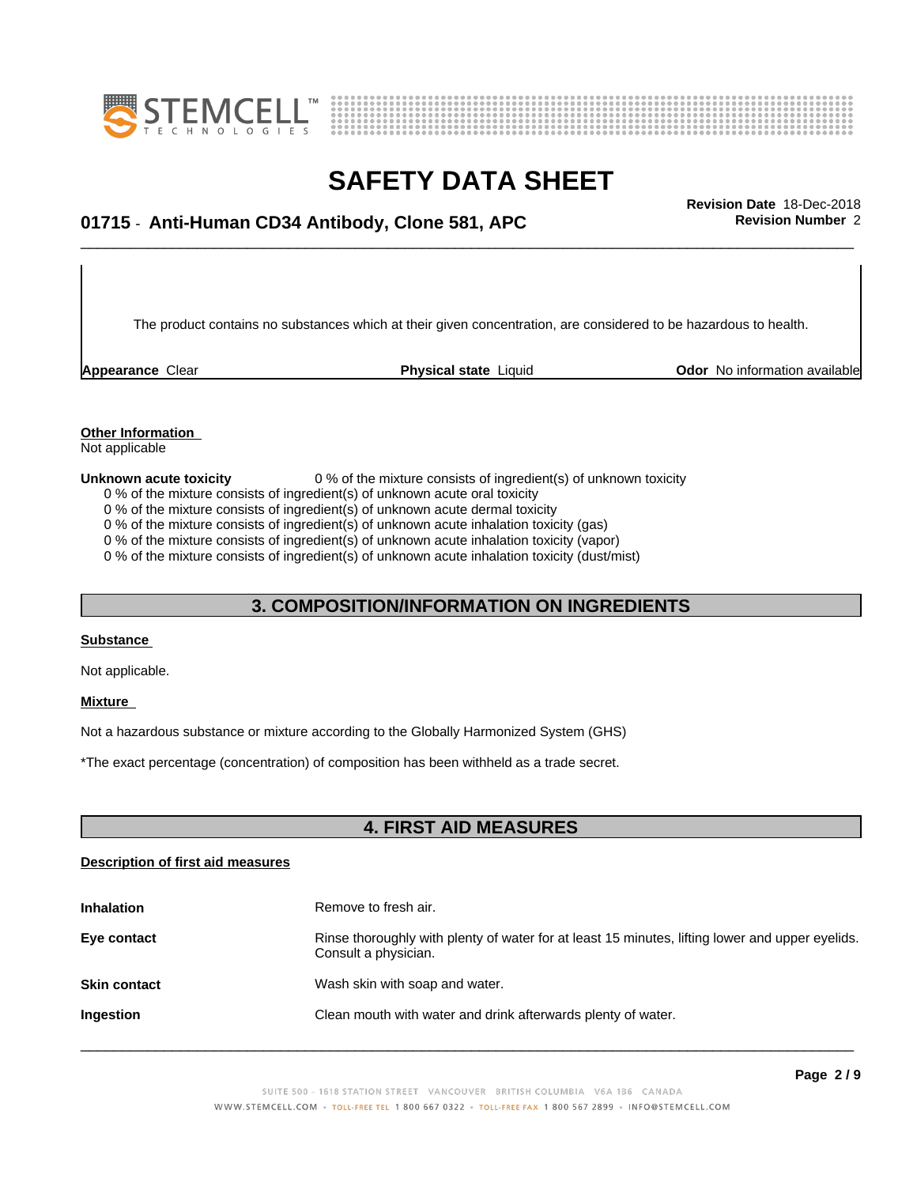The product contains no substances which at their given concentration, are considered to be hazardous to health.

| **Appearance** Clear | **Physical state** Liquid | **Odor** No information available |
|---|---|---|

**Other Information**

Not applicable

**Unknown acute toxicity** 0 % of the mixture consists of ingredient(s) of unknown toxicity

0 % of the mixture consists of ingredient(s) of unknown acute oral toxicity
0 % of the mixture consists of ingredient(s) of unknown acute dermal toxicity
0 % of the mixture consists of ingredient(s) of unknown acute inhalation toxicity (gas)
0 % of the mixture consists of ingredient(s) of unknown acute inhalation toxicity (vapor)
0 % of the mixture consists of ingredient(s) of unknown acute inhalation toxicity (dust/mist)

## 3. COMPOSITION/INFORMATION ON INGREDIENTS

**Substance**

Not applicable.

**Mixture**

Not a hazardous substance or mixture according to the Globally Harmonized System (GHS)

*The exact percentage (concentration) of composition has been withheld as a trade secret.

## 4. FIRST AID MEASURES

**Description of first aid measures**

| | |
|---|---|
| **Inhalation** | Remove to fresh air. |
| **Eye contact** | Rinse thoroughly with plenty of water for at least 15 minutes, lifting lower and upper eyelids. Consult a physician. |
| **Skin contact** | Wash skin with soap and water. |
| **Ingestion** | Clean mouth with water and drink afterwards plenty of water. |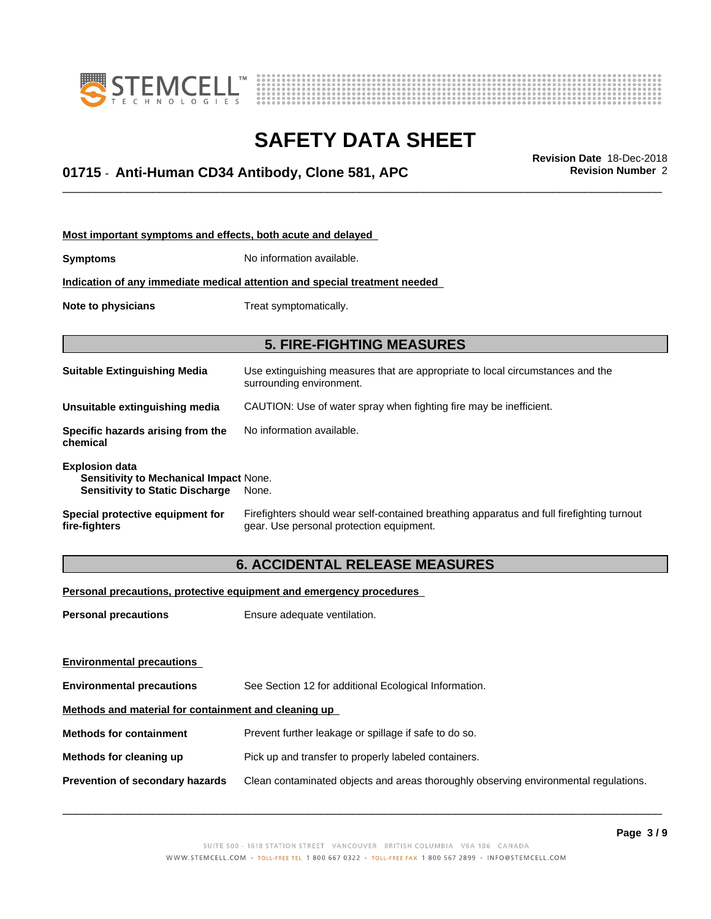**Most important symptoms and effects, both acute and delayed**

**Symptoms** No information available.

**Indication of any immediate medical attention and special treatment needed**

**Note to physicians** Treat symptomatically.

## 5. FIRE-FIGHTING MEASURES

**Suitable Extinguishing Media** Use extinguishing measures that are appropriate to local circumstances and the surrounding environment.

**Unsuitable extinguishing media** CAUTION: Use of water spray when fighting fire may be inefficient.

**Specific hazards arising from the chemical** No information available.

**Explosion data**
**Sensitivity to Mechanical Impact** None.
**Sensitivity to Static Discharge** None.

**Special protective equipment for fire-fighters** Firefighters should wear self-contained breathing apparatus and full firefighting turnout gear. Use personal protection equipment.

## 6. ACCIDENTAL RELEASE MEASURES

**Personal precautions, protective equipment and emergency procedures**

**Personal precautions** Ensure adequate ventilation.

**Environmental precautions**

**Environmental precautions** See Section 12 for additional Ecological Information.

**Methods and material for containment and cleaning up**

**Methods for containment** Prevent further leakage or spillage if safe to do so.

**Methods for cleaning up** Pick up and transfer to properly labeled containers.

**Prevention of secondary hazards** Clean contaminated objects and areas thoroughly observing environmental regulations.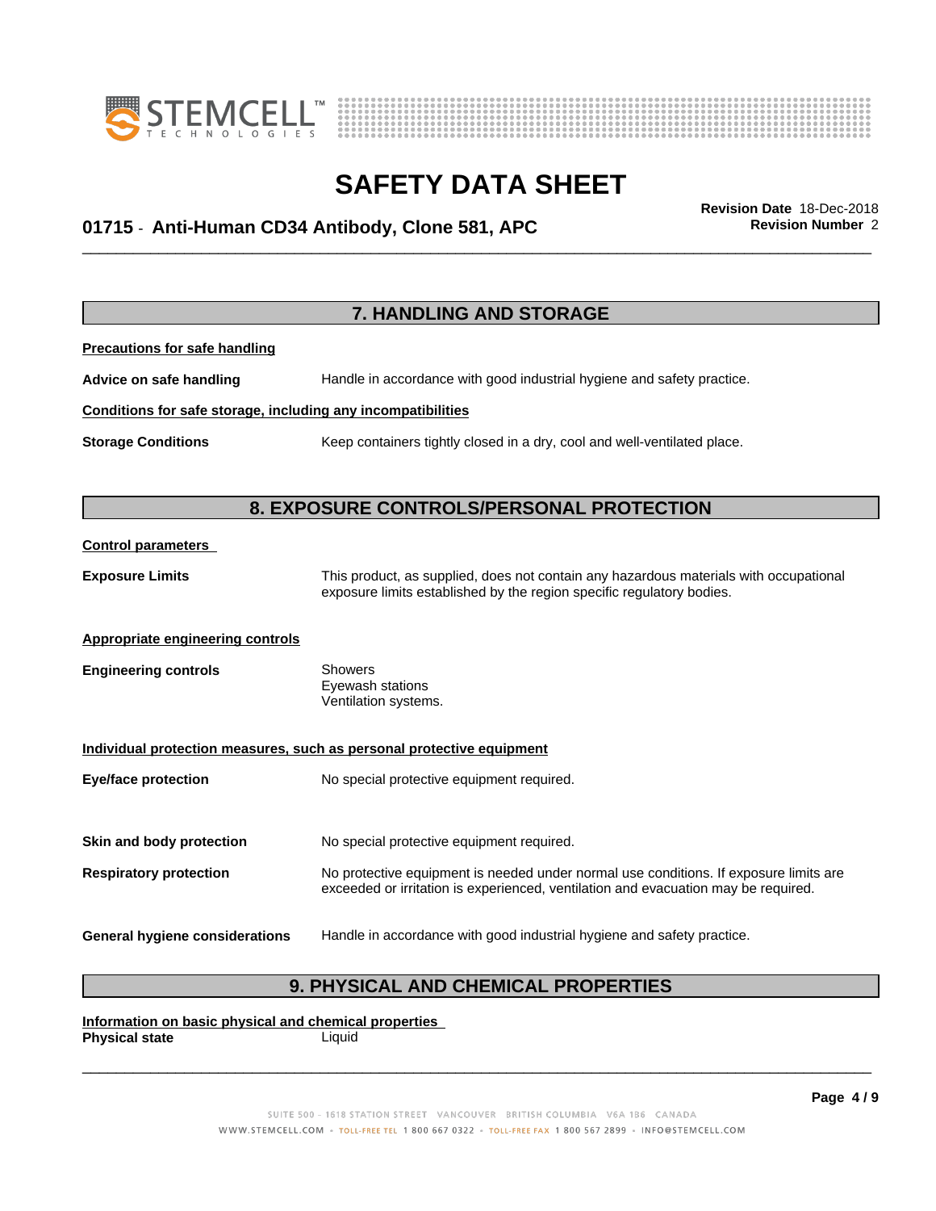## 7. HANDLING AND STORAGE

**Precautions for safe handling**

**Advice on safe handling** Handle in accordance with good industrial hygiene and safety practice.

**Conditions for safe storage, including any incompatibilities**

**Storage Conditions** Keep containers tightly closed in a dry, cool and well-ventilated place.

## 8. EXPOSURE CONTROLS/PERSONAL PROTECTION

**Control parameters**

**Exposure Limits** This product, as supplied, does not contain any hazardous materials with occupational exposure limits established by the region specific regulatory bodies.

**Appropriate engineering controls**

**Engineering controls**
- Showers
- Eyewash stations
- Ventilation systems.

**Individual protection measures, such as personal protective equipment**

**Eye/face protection** No special protective equipment required.

**Skin and body protection** No special protective equipment required.

**Respiratory protection** No protective equipment is needed under normal use conditions. If exposure limits are exceeded or irritation is experienced, ventilation and evacuation may be required.

**General hygiene considerations** Handle in accordance with good industrial hygiene and safety practice.

## 9. PHYSICAL AND CHEMICAL PROPERTIES

**Information on basic physical and chemical properties**

**Physical state** Liquid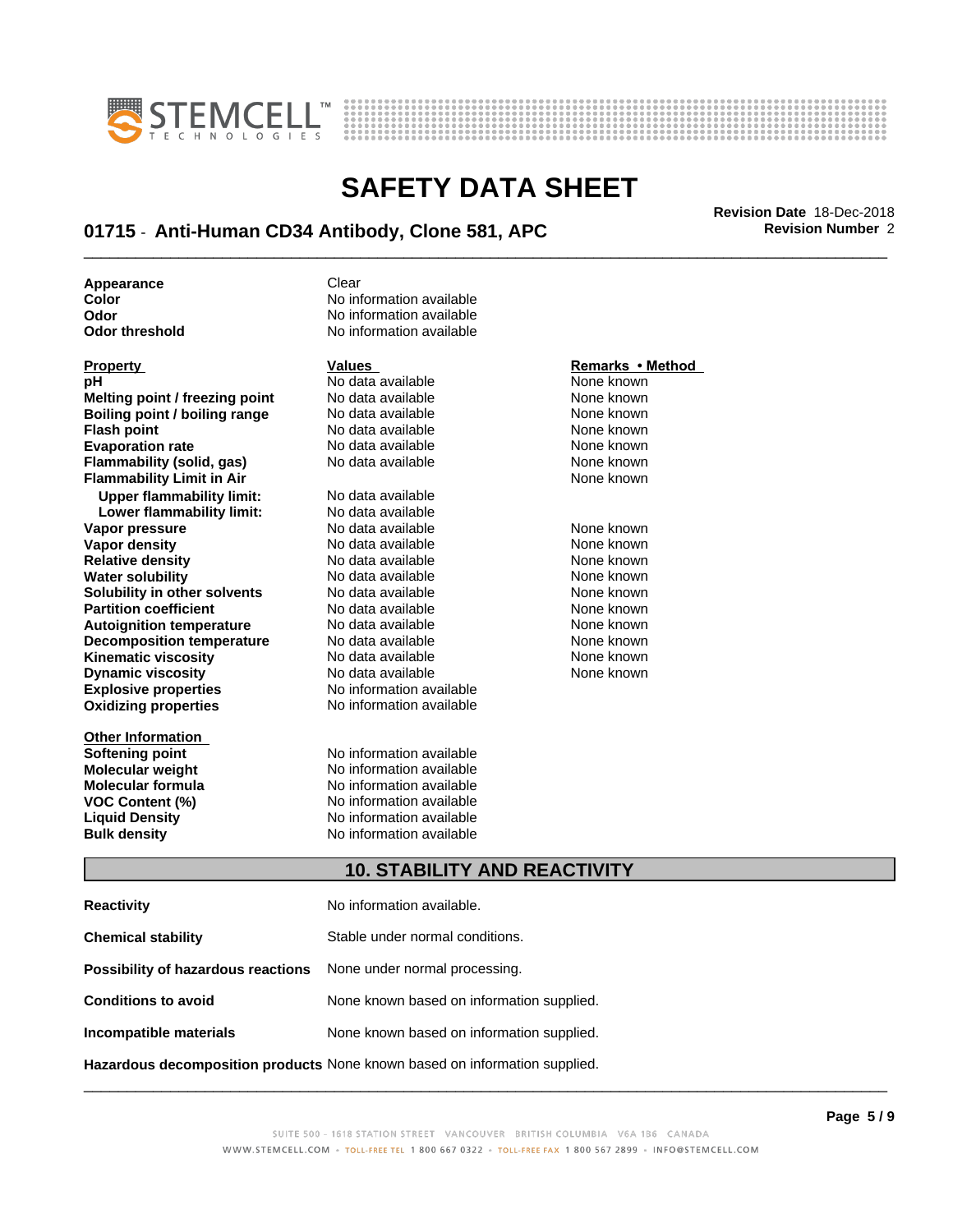| | |
|---|---|
| **Appearance** | Clear |
| **Color** | No information available |
| **Odor** | No information available |
| **Odor threshold** | No information available |

| **Property** | **Values** | **Remarks • Method** |
|---|---|---|
| **pH** | No data available | None known |
| **Melting point / freezing point** | No data available | None known |
| **Boiling point / boiling range** | No data available | None known |
| **Flash point** | No data available | None known |
| **Evaporation rate** | No data available | None known |
| **Flammability (solid, gas)** | No data available | None known |
| **Flammability Limit in Air** | | None known |
| **Upper flammability limit:** | No data available | |
| **Lower flammability limit:** | No data available | |
| **Vapor pressure** | No data available | None known |
| **Vapor density** | No data available | None known |
| **Relative density** | No data available | None known |
| **Water solubility** | No data available | None known |
| **Solubility in other solvents** | No data available | None known |
| **Partition coefficient** | No data available | None known |
| **Autoignition temperature** | No data available | None known |
| **Decomposition temperature** | No data available | None known |
| **Kinematic viscosity** | No data available | None known |
| **Dynamic viscosity** | No data available | None known |
| **Explosive properties** | No information available | |
| **Oxidizing properties** | No information available | |

**Other Information**

| | |
|---|---|
| **Softening point** | No information available |
| **Molecular weight** | No information available |
| **Molecular formula** | No information available |
| **VOC Content (%)** | No information available |
| **Liquid Density** | No information available |
| **Bulk density** | No information available |

## 10. STABILITY AND REACTIVITY

| | |
|---|---|
| **Reactivity** | No information available. |
| **Chemical stability** | Stable under normal conditions. |
| **Possibility of hazardous reactions** | None under normal processing. |
| **Conditions to avoid** | None known based on information supplied. |
| **Incompatible materials** | None known based on information supplied. |
| **Hazardous decomposition products** | None known based on information supplied. |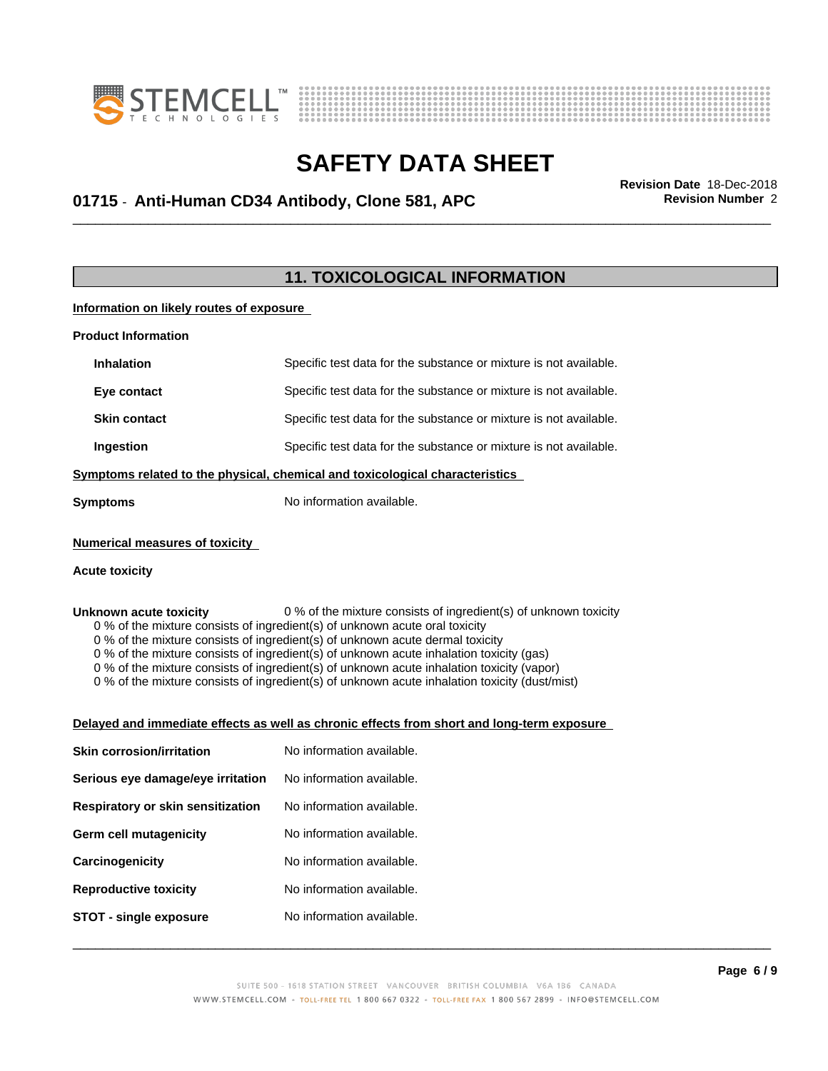## 11. TOXICOLOGICAL INFORMATION

**Information on likely routes of exposure**

**Product Information**

| | |
|---|---|
| **Inhalation** | Specific test data for the substance or mixture is not available. |
| **Eye contact** | Specific test data for the substance or mixture is not available. |
| **Skin contact** | Specific test data for the substance or mixture is not available. |
| **Ingestion** | Specific test data for the substance or mixture is not available. |

**Symptoms related to the physical, chemical and toxicological characteristics**

**Symptoms** No information available.

**Numerical measures of toxicity**

**Acute toxicity**

**Unknown acute toxicity** 0 % of the mixture consists of ingredient(s) of unknown toxicity

- 0 % of the mixture consists of ingredient(s) of unknown acute oral toxicity
- 0 % of the mixture consists of ingredient(s) of unknown acute dermal toxicity
- 0 % of the mixture consists of ingredient(s) of unknown acute inhalation toxicity (gas)
- 0 % of the mixture consists of ingredient(s) of unknown acute inhalation toxicity (vapor)
- 0 % of the mixture consists of ingredient(s) of unknown acute inhalation toxicity (dust/mist)

**Delayed and immediate effects as well as chronic effects from short and long-term exposure**

| | |
|---|---|
| **Skin corrosion/irritation** | No information available. |
| **Serious eye damage/eye irritation** | No information available. |
| **Respiratory or skin sensitization** | No information available. |
| **Germ cell mutagenicity** | No information available. |
| **Carcinogenicity** | No information available. |
| **Reproductive toxicity** | No information available. |
| **STOT - single exposure** | No information available. |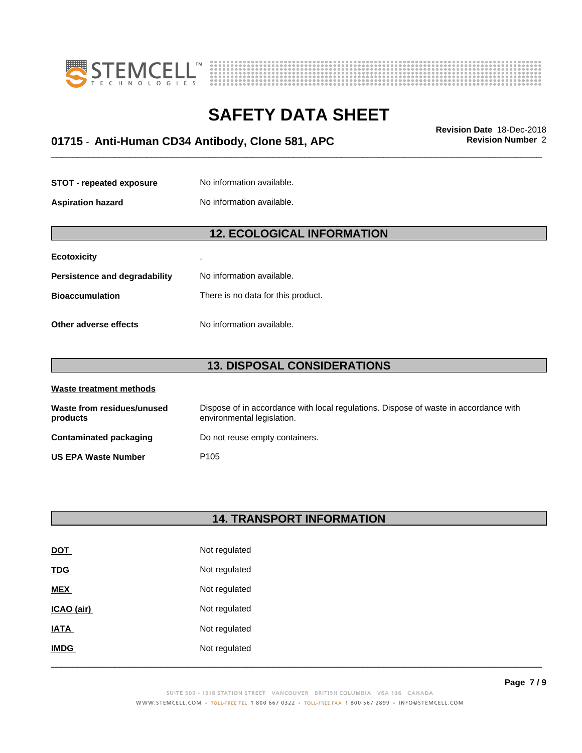| | |
|---|---|
| **STOT - repeated exposure** | No information available. |
| **Aspiration hazard** | No information available. |

## 12. ECOLOGICAL INFORMATION

| | |
|---|---|
| **Ecotoxicity** | . |
| **Persistence and degradability** | No information available. |
| **Bioaccumulation** | There is no data for this product. |
| **Other adverse effects** | No information available. |

## 13. DISPOSAL CONSIDERATIONS

**Waste treatment methods**

| | |
|---|---|
| **Waste from residues/unused products** | Dispose of in accordance with local regulations. Dispose of waste in accordance with environmental legislation. |
| **Contaminated packaging** | Do not reuse empty containers. |
| **US EPA Waste Number** | P105 |

## 14. TRANSPORT INFORMATION

| | |
|---|---|
| **DOT** | Not regulated |
| **TDG** | Not regulated |
| **MEX** | Not regulated |
| **ICAO (air)** | Not regulated |
| **IATA** | Not regulated |
| **IMDG** | Not regulated |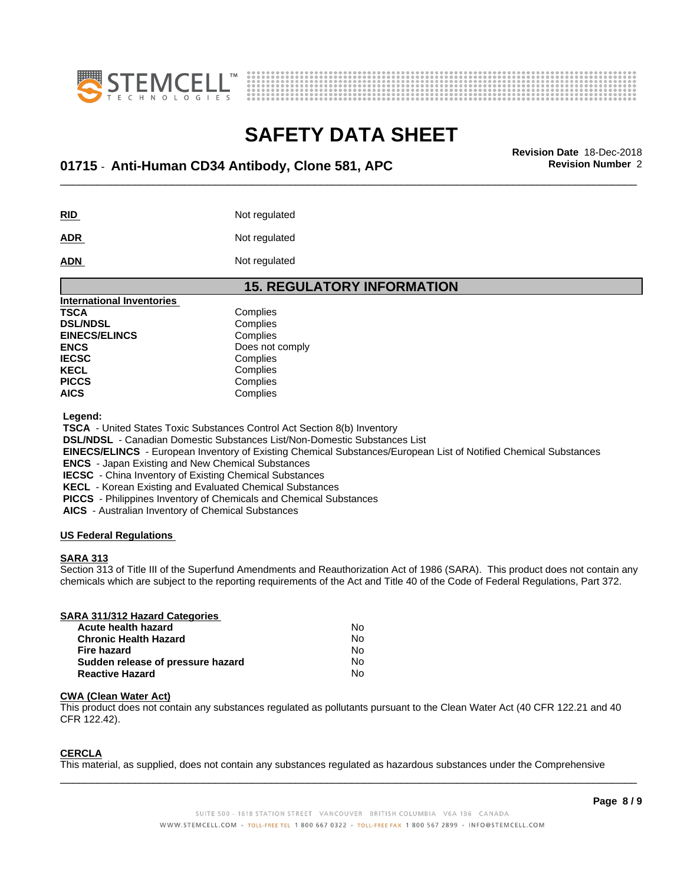**RID** Not regulated

**ADR** Not regulated

**ADN** Not regulated

## 15. REGULATORY INFORMATION

**International Inventories**

| | |
|---|---|
| **TSCA** | Complies |
| **DSL/NDSL** | Complies |
| **EINECS/ELINCS** | Complies |
| **ENCS** | Does not comply |
| **IECSC** | Complies |
| **KECL** | Complies |
| **PICCS** | Complies |
| **AICS** | Complies |

**Legend:**

**TSCA** - United States Toxic Substances Control Act Section 8(b) Inventory
**DSL/NDSL** - Canadian Domestic Substances List/Non-Domestic Substances List
**EINECS/ELINCS** - European Inventory of Existing Chemical Substances/European List of Notified Chemical Substances
**ENCS** - Japan Existing and New Chemical Substances
**IECSC** - China Inventory of Existing Chemical Substances
**KECL** - Korean Existing and Evaluated Chemical Substances
**PICCS** - Philippines Inventory of Chemicals and Chemical Substances
**AICS** - Australian Inventory of Chemical Substances

**US Federal Regulations**

**SARA 313**
Section 313 of Title III of the Superfund Amendments and Reauthorization Act of 1986 (SARA). This product does not contain any chemicals which are subject to the reporting requirements of the Act and Title 40 of the Code of Federal Regulations, Part 372.

**SARA 311/312 Hazard Categories**

| | |
|---|---|
| **Acute health hazard** | No |
| **Chronic Health Hazard** | No |
| **Fire hazard** | No |
| **Sudden release of pressure hazard** | No |
| **Reactive Hazard** | No |

**CWA (Clean Water Act)**
This product does not contain any substances regulated as pollutants pursuant to the Clean Water Act (40 CFR 122.21 and 40 CFR 122.42).

**CERCLA**
This material, as supplied, does not contain any substances regulated as hazardous substances under the Comprehensive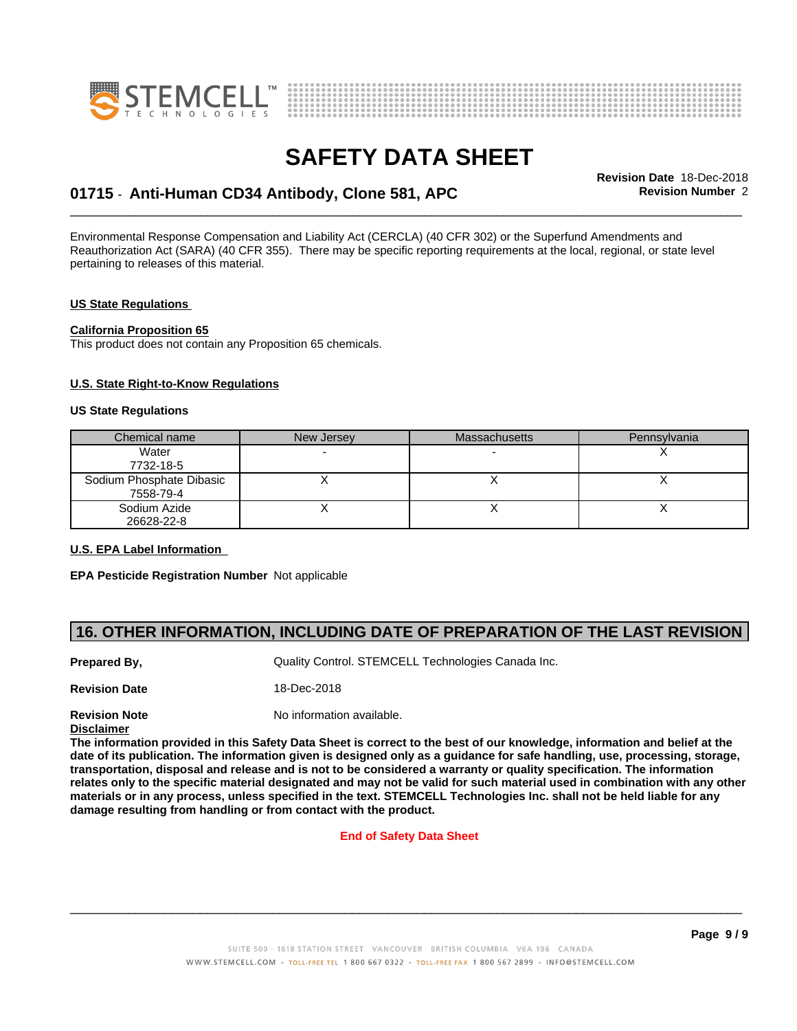Environmental Response Compensation and Liability Act (CERCLA) (40 CFR 302) or the Superfund Amendments and Reauthorization Act (SARA) (40 CFR 355). There may be specific reporting requirements at the local, regional, or state level pertaining to releases of this material.

**US State Regulations**

**California Proposition 65**

This product does not contain any Proposition 65 chemicals.

**U.S. State Right-to-Know Regulations**

**US State Regulations**

| Chemical name | New Jersey | Massachusetts | Pennsylvania |
| --- | --- | --- | --- |
| Water<br>7732-18-5 | - | - | X |
| Sodium Phosphate Dibasic<br>7558-79-4 | X | X | X |
| Sodium Azide<br>26628-22-8 | X | X | X |

**U.S. EPA Label Information**

**EPA Pesticide Registration Number** Not applicable

## 16. OTHER INFORMATION, INCLUDING DATE OF PREPARATION OF THE LAST REVISION

**Prepared By,** Quality Control. STEMCELL Technologies Canada Inc.

**Revision Date** 18-Dec-2018

**Revision Note** No information available.

**Disclaimer**

**The information provided in this Safety Data Sheet is correct to the best of our knowledge, information and belief at the date of its publication. The information given is designed only as a guidance for safe handling, use, processing, storage, transportation, disposal and release and is not to be considered a warranty or quality specification. The information relates only to the specific material designated and may not be valid for such material used in combination with any other materials or in any process, unless specified in the text. STEMCELL Technologies Inc. shall not be held liable for any damage resulting from handling or from contact with the product.**

**End of Safety Data Sheet**